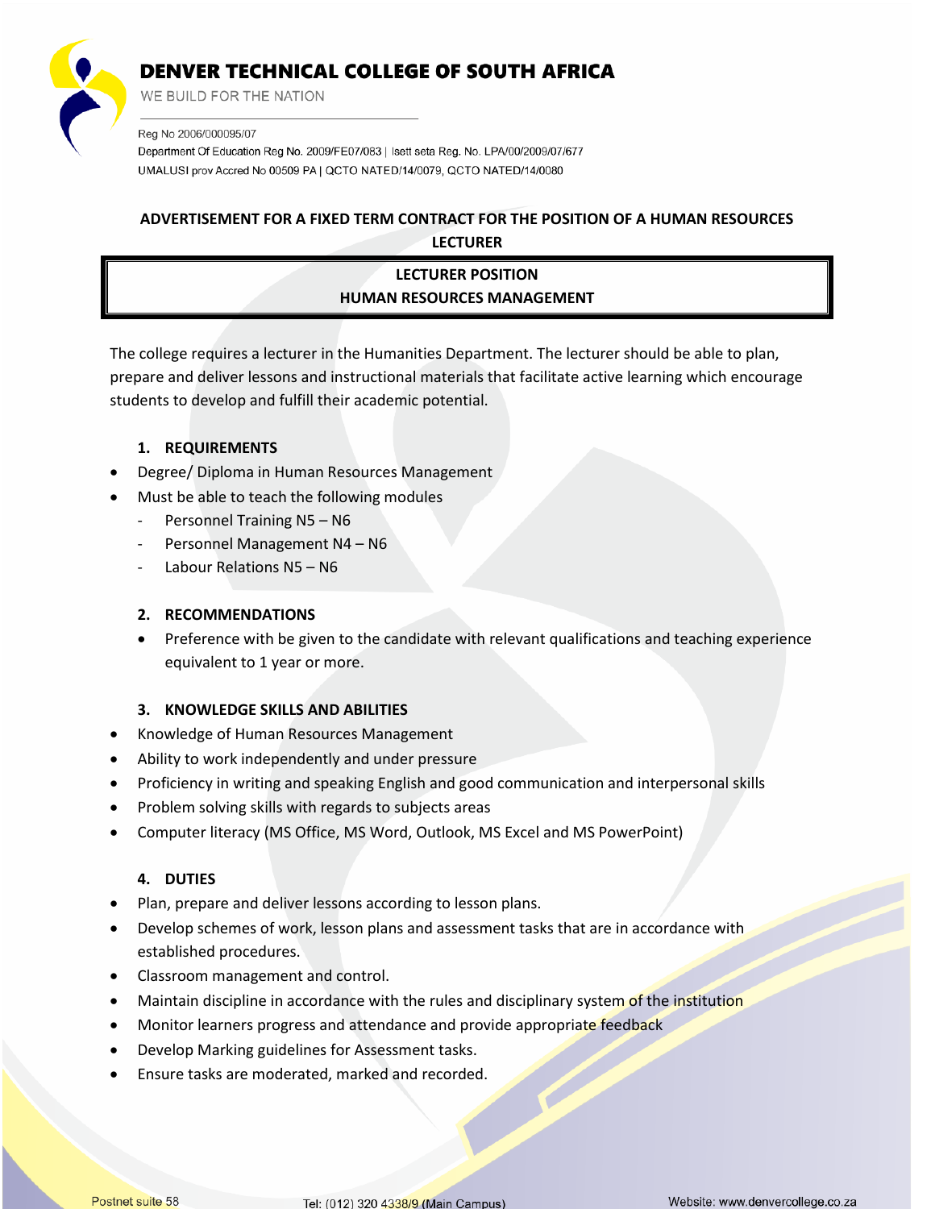# DENVER TECHNICAL COLLEGE OF SOUTH AFRICA

WE BUILD FOR THE NATION

Reg No 2006/000095/07

Department Of Education Reg No. 2009/FE07/083 | Isett seta Reg. No. LPA/00/2009/07/677

UMALUSI prov Accred No 00509 PA | QCTO NATED/14/0079, QCTO NATED/14/0080

## ADVERTISEMENT FOR A FIXED TERM CONTRACT FOR THE POSITION OF A HUMAN RESOURCES LECTURER

**LECTURER POSITION**
**HUMAN RESOURCES MANAGEMENT**

The college requires a lecturer in the Humanities Department. The lecturer should be able to plan, prepare and deliver lessons and instructional materials that facilitate active learning which encourage students to develop and fulfill their academic potential.

### 1. REQUIREMENTS

- Degree/ Diploma in Human Resources Management
- Must be able to teach the following modules
  - Personnel Training N5 – N6
  - Personnel Management N4 – N6
  - Labour Relations N5 – N6

### 2. RECOMMENDATIONS

- Preference with be given to the candidate with relevant qualifications and teaching experience equivalent to 1 year or more.

### 3. KNOWLEDGE SKILLS AND ABILITIES

- Knowledge of Human Resources Management
- Ability to work independently and under pressure
- Proficiency in writing and speaking English and good communication and interpersonal skills
- Problem solving skills with regards to subjects areas
- Computer literacy (MS Office, MS Word, Outlook, MS Excel and MS PowerPoint)

### 4. DUTIES

- Plan, prepare and deliver lessons according to lesson plans.
- Develop schemes of work, lesson plans and assessment tasks that are in accordance with established procedures.
- Classroom management and control.
- Maintain discipline in accordance with the rules and disciplinary system of the institution
- Monitor learners progress and attendance and provide appropriate feedback
- Develop Marking guidelines for Assessment tasks.
- Ensure tasks are moderated, marked and recorded.

Postnet suite 58 | Tel: (012) 320 4338/9 (Main Campus) | Website: www.denvercollege.co.za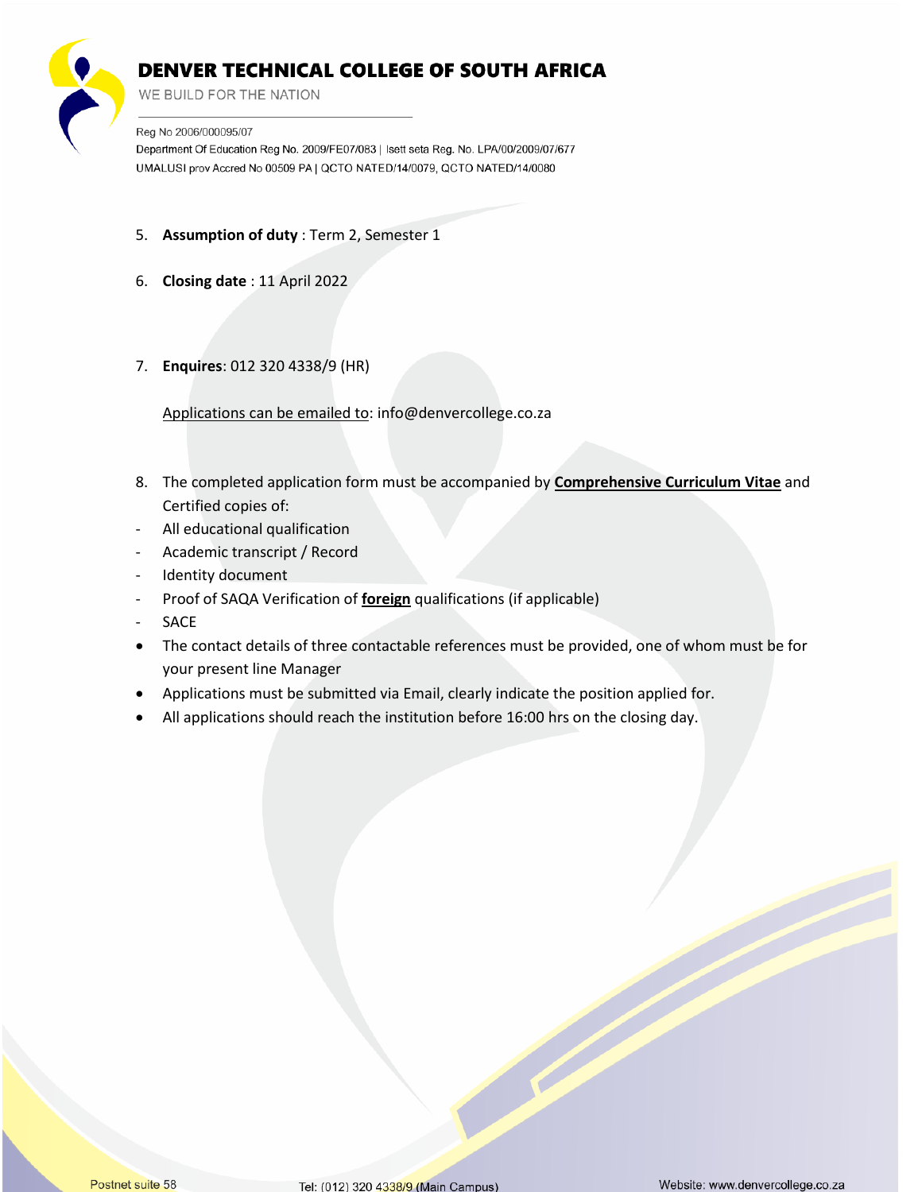5. **Assumption of duty** : Term 2, Semester 1

6. **Closing date** : 11 April 2022

7. **Enquires**: 012 320 4338/9 (HR)

   Applications can be emailed to: info@denvercollege.co.za

8. The completed application form must be accompanied by **Comprehensive Curriculum Vitae** and Certified copies of:

- All educational qualification
- Academic transcript / Record
- Identity document
- Proof of SAQA Verification of **foreign** qualifications (if applicable)
- SACE

- The contact details of three contactable references must be provided, one of whom must be for your present line Manager
- Applications must be submitted via Email, clearly indicate the position applied for.
- All applications should reach the institution before 16:00 hrs on the closing day.